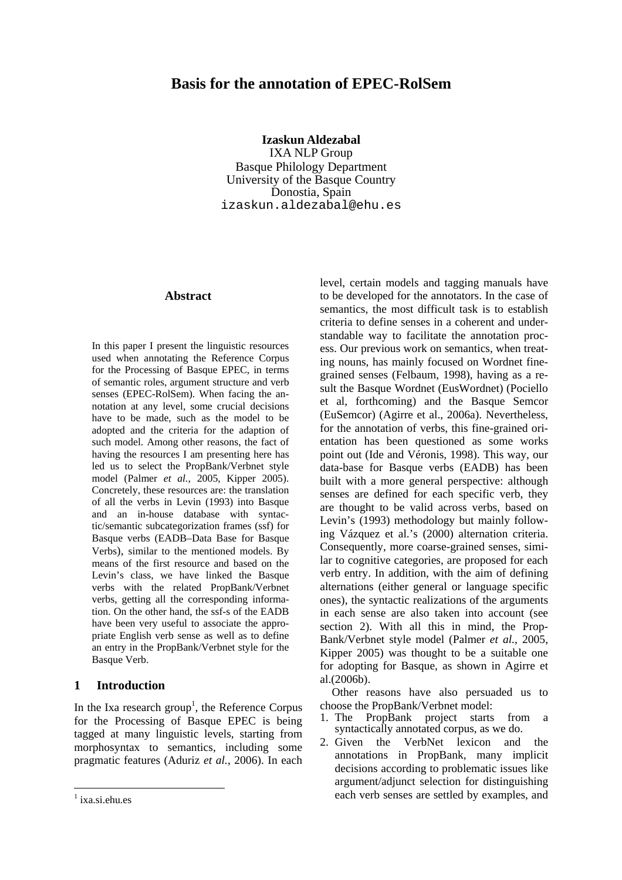# Basis for the annotation of EPEC-RolSem

**Izaskun Aldezabal**
IXA NLP Group
Basque Philology Department
University of the Basque Country
Donostia, Spain
izaskun.aldezabal@ehu.es

## Abstract

In this paper I present the linguistic resources used when annotating the Reference Corpus for the Processing of Basque EPEC, in terms of semantic roles, argument structure and verb senses (EPEC-RolSem). When facing the annotation at any level, some crucial decisions have to be made, such as the model to be adopted and the criteria for the adaption of such model. Among other reasons, the fact of having the resources I am presenting here has led us to select the PropBank/Verbnet style model (Palmer *et al.*, 2005, Kipper 2005). Concretely, these resources are: the translation of all the verbs in Levin (1993) into Basque and an in-house database with syntactic/semantic subcategorization frames (ssf) for Basque verbs (EADB–Data Base for Basque Verbs), similar to the mentioned models. By means of the first resource and based on the Levin's class, we have linked the Basque verbs with the related PropBank/Verbnet verbs, getting all the corresponding information. On the other hand, the ssf-s of the EADB have been very useful to associate the appropriate English verb sense as well as to define an entry in the PropBank/Verbnet style for the Basque Verb.

## 1 Introduction

In the Ixa research group[1], the Reference Corpus for the Processing of Basque EPEC is being tagged at many linguistic levels, starting from morphosyntax to semantics, including some pragmatic features (Aduriz *et al.*, 2006). In each level, certain models and tagging manuals have to be developed for the annotators. In the case of semantics, the most difficult task is to establish criteria to define senses in a coherent and understandable way to facilitate the annotation process. Our previous work on semantics, when treating nouns, has mainly focused on Wordnet fine-grained senses (Felbaum, 1998), having as a result the Basque Wordnet (EusWordnet) (Pociello et al, forthcoming) and the Basque Semcor (EuSemcor) (Agirre et al., 2006a). Nevertheless, for the annotation of verbs, this fine-grained orientation has been questioned as some works point out (Ide and Véronis, 1998). This way, our data-base for Basque verbs (EADB) has been built with a more general perspective: although senses are defined for each specific verb, they are thought to be valid across verbs, based on Levin's (1993) methodology but mainly following Vázquez et al.'s (2000) alternation criteria. Consequently, more coarse-grained senses, similar to cognitive categories, are proposed for each verb entry. In addition, with the aim of defining alternations (either general or language specific ones), the syntactic realizations of the arguments in each sense are also taken into account (see section 2). With all this in mind, the PropBank/Verbnet style model (Palmer *et al.*, 2005, Kipper 2005) was thought to be a suitable one for adopting for Basque, as shown in Agirre et al.(2006b).

Other reasons have also persuaded us to choose the PropBank/Verbnet model:

1. The PropBank project starts from a syntactically annotated corpus, as we do.
2. Given the VerbNet lexicon and the annotations in PropBank, many implicit decisions according to problematic issues like argument/adjunct selection for distinguishing each verb senses are settled by examples, and

[1] ixa.si.ehu.es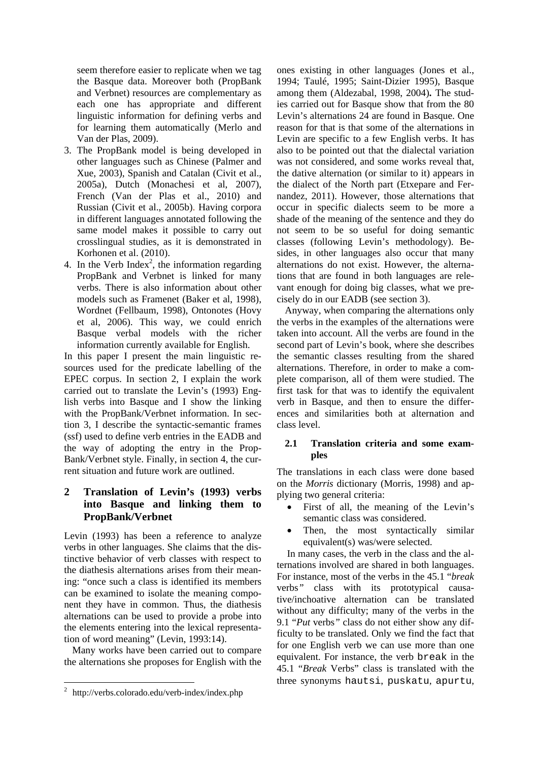seem therefore easier to replicate when we tag the Basque data. Moreover both (PropBank and Verbnet) resources are complementary as each one has appropriate and different linguistic information for defining verbs and for learning them automatically (Merlo and Van der Plas, 2009).

3. The PropBank model is being developed in other languages such as Chinese (Palmer and Xue, 2003), Spanish and Catalan (Civit et al., 2005a), Dutch (Monachesi et al, 2007), French (Van der Plas et al., 2010) and Russian (Civit et al., 2005b). Having corpora in different languages annotated following the same model makes it possible to carry out crosslingual studies, as it is demonstrated in Korhonen et al. (2010).
4. In the Verb Index[2], the information regarding PropBank and Verbnet is linked for many verbs. There is also information about other models such as Framenet (Baker et al, 1998), Wordnet (Fellbaum, 1998), Ontonotes (Hovy et al, 2006). This way, we could enrich Basque verbal models with the richer information currently available for English.

In this paper I present the main linguistic resources used for the predicate labelling of the EPEC corpus. In section 2, I explain the work carried out to translate the Levin's (1993) English verbs into Basque and I show the linking with the PropBank/Verbnet information. In section 3, I describe the syntactic-semantic frames (ssf) used to define verb entries in the EADB and the way of adopting the entry in the PropBank/Verbnet style. Finally, in section 4, the current situation and future work are outlined.

## 2 Translation of Levin's (1993) verbs into Basque and linking them to PropBank/Verbnet

Levin (1993) has been a reference to analyze verbs in other languages. She claims that the distinctive behavior of verb classes with respect to the diathesis alternations arises from their meaning: "once such a class is identified its members can be examined to isolate the meaning component they have in common. Thus, the diathesis alternations can be used to provide a probe into the elements entering into the lexical representation of word meaning" (Levin, 1993:14).

Many works have been carried out to compare the alternations she proposes for English with the ones existing in other languages (Jones et al., 1994; Taulé, 1995; Saint-Dizier 1995), Basque among them (Aldezabal, 1998, 2004). The studies carried out for Basque show that from the 80 Levin's alternations 24 are found in Basque. One reason for that is that some of the alternations in Levin are specific to a few English verbs. It has also to be pointed out that the dialectal variation was not considered, and some works reveal that, the dative alternation (or similar to it) appears in the dialect of the North part (Etxepare and Fernandez, 2011). However, those alternations that occur in specific dialects seem to be more a shade of the meaning of the sentence and they do not seem to be so useful for doing semantic classes (following Levin's methodology). Besides, in other languages also occur that many alternations do not exist. However, the alternations that are found in both languages are relevant enough for doing big classes, what we precisely do in our EADB (see section 3).

Anyway, when comparing the alternations only the verbs in the examples of the alternations were taken into account. All the verbs are found in the second part of Levin's book, where she describes the semantic classes resulting from the shared alternations. Therefore, in order to make a complete comparison, all of them were studied. The first task for that was to identify the equivalent verb in Basque, and then to ensure the differences and similarities both at alternation and class level.

### 2.1 Translation criteria and some examples

The translations in each class were done based on the *Morris* dictionary (Morris, 1998) and applying two general criteria:

- First of all, the meaning of the Levin's semantic class was considered.
- Then, the most syntactically similar equivalent(s) was/were selected.

In many cases, the verb in the class and the alternations involved are shared in both languages. For instance, most of the verbs in the 45.1 "*break* verbs" class with its prototypical causative/inchoative alternation can be translated without any difficulty; many of the verbs in the 9.1 "*Put* verbs" class do not either show any difficulty to be translated. Only we find the fact that for one English verb we can use more than one equivalent. For instance, the verb `break` in the 45.1 "*Break* Verbs" class is translated with the three synonyms `hautsi`, `puskatu`, `apurtu`,

[2] http://verbs.colorado.edu/verb-index/index.php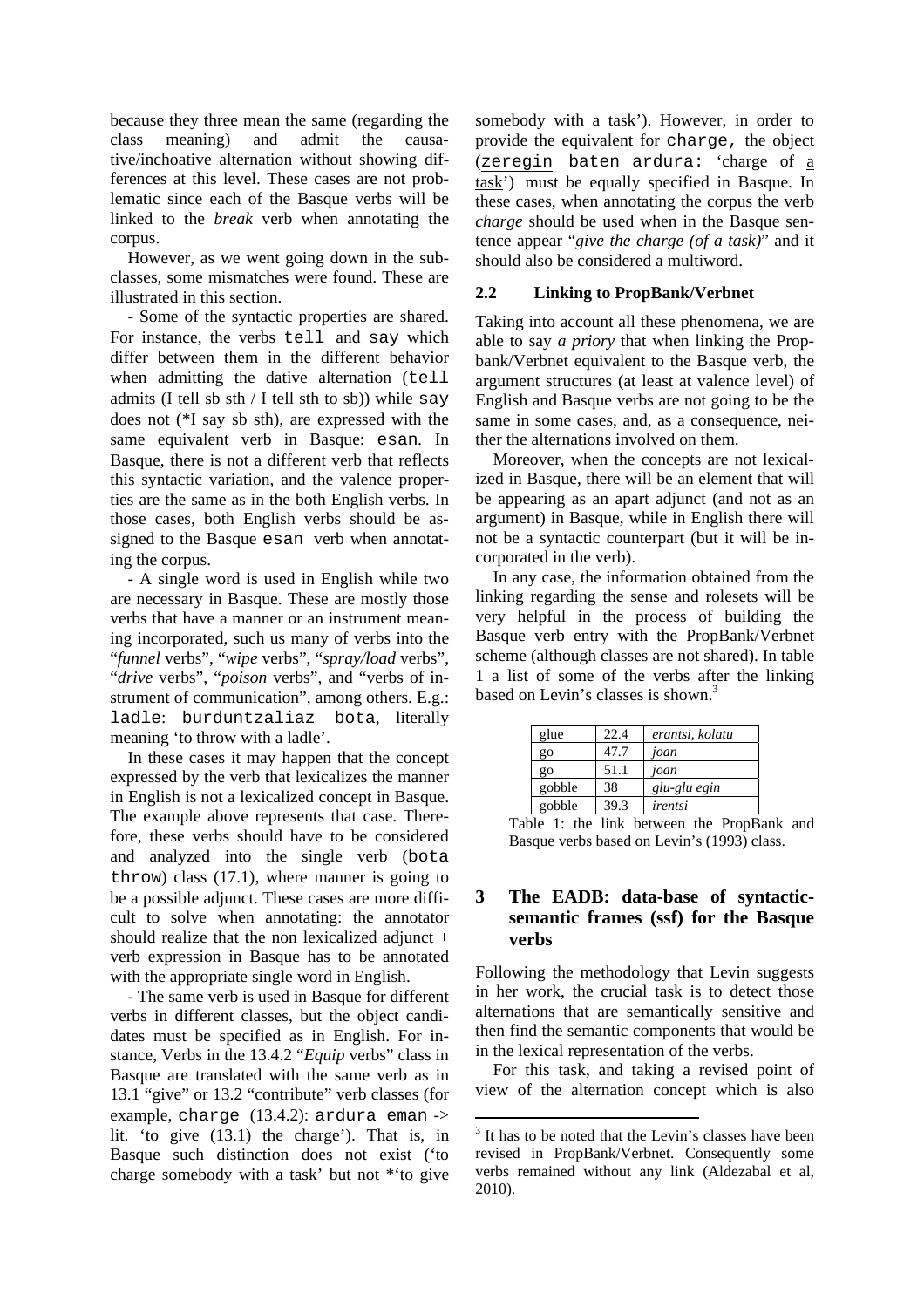because they three mean the same (regarding the class meaning) and admit the causative/inchoative alternation without showing differences at this level. These cases are not problematic since each of the Basque verbs will be linked to the *break* verb when annotating the corpus.

However, as we went going down in the subclasses, some mismatches were found. These are illustrated in this section.

- Some of the syntactic properties are shared. For instance, the verbs `tell` and `say` which differ between them in the different behavior when admitting the dative alternation (`tell` admits (I tell sb sth / I tell sth to sb)) while `say` does not (*I say sb sth), are expressed with the same equivalent verb in Basque: `esan`. In Basque, there is not a different verb that reflects this syntactic variation, and the valence properties are the same as in the both English verbs. In those cases, both English verbs should be assigned to the Basque `esan` verb when annotating the corpus.

- A single word is used in English while two are necessary in Basque. These are mostly those verbs that have a manner or an instrument meaning incorporated, such us many of verbs into the "*funnel* verbs", "*wipe* verbs", "*spray/load* verbs", "*drive* verbs", "*poison* verbs", and "verbs of instrument of communication", among others. E.g.: `ladle`: `burduntzaliaz bota`, literally meaning 'to throw with a ladle'.

In these cases it may happen that the concept expressed by the verb that lexicalizes the manner in English is not a lexicalized concept in Basque. The example above represents that case. Therefore, these verbs should have to be considered and analyzed into the single verb (`bota throw`) class (17.1), where manner is going to be a possible adjunct. These cases are more difficult to solve when annotating: the annotator should realize that the non lexicalized adjunct + verb expression in Basque has to be annotated with the appropriate single word in English.

- The same verb is used in Basque for different verbs in different classes, but the object candidates must be specified as in English. For instance, Verbs in the 13.4.2 "*Equip* verbs" class in Basque are translated with the same verb as in 13.1 "give" or 13.2 "contribute" verb classes (for example, `charge` (13.4.2): `ardura eman` -> lit. 'to give (13.1) the charge'). That is, in Basque such distinction does not exist ('to charge somebody with a task' but not *'to give somebody with a task'). However, in order to provide the equivalent for `charge`, the object (`zeregin baten ardura`: 'charge of a task') must be equally specified in Basque. In these cases, when annotating the corpus the verb *charge* should be used when in the Basque sentence appear "*give the charge (of a task)*" and it should also be considered a multiword.

### 2.2 Linking to PropBank/Verbnet

Taking into account all these phenomena, we are able to say *a priory* that when linking the Propbank/Verbnet equivalent to the Basque verb, the argument structures (at least at valence level) of English and Basque verbs are not going to be the same in some cases, and, as a consequence, neither the alternations involved on them.

Moreover, when the concepts are not lexicalized in Basque, there will be an element that will be appearing as an apart adjunct (and not as an argument) in Basque, while in English there will not be a syntactic counterpart (but it will be incorporated in the verb).

In any case, the information obtained from the linking regarding the sense and rolesets will be very helpful in the process of building the Basque verb entry with the PropBank/Verbnet scheme (although classes are not shared). In table 1 a list of some of the verbs after the linking based on Levin's classes is shown.[3]

| glue | 22.4 | *erantsi, kolatu* |
|---|---|---|
| go | 47.7 | *joan* |
| go | 51.1 | *joan* |
| gobble | 38 | *glu-glu egin* |
| gobble | 39.3 | *irentsi* |

Table 1: the link between the PropBank and Basque verbs based on Levin's (1993) class.

## 3 The EADB: data-base of syntactic-semantic frames (ssf) for the Basque verbs

Following the methodology that Levin suggests in her work, the crucial task is to detect those alternations that are semantically sensitive and then find the semantic components that would be in the lexical representation of the verbs.

For this task, and taking a revised point of view of the alternation concept which is also

[3] It has to be noted that the Levin's classes have been revised in PropBank/Verbnet. Consequently some verbs remained without any link (Aldezabal et al, 2010).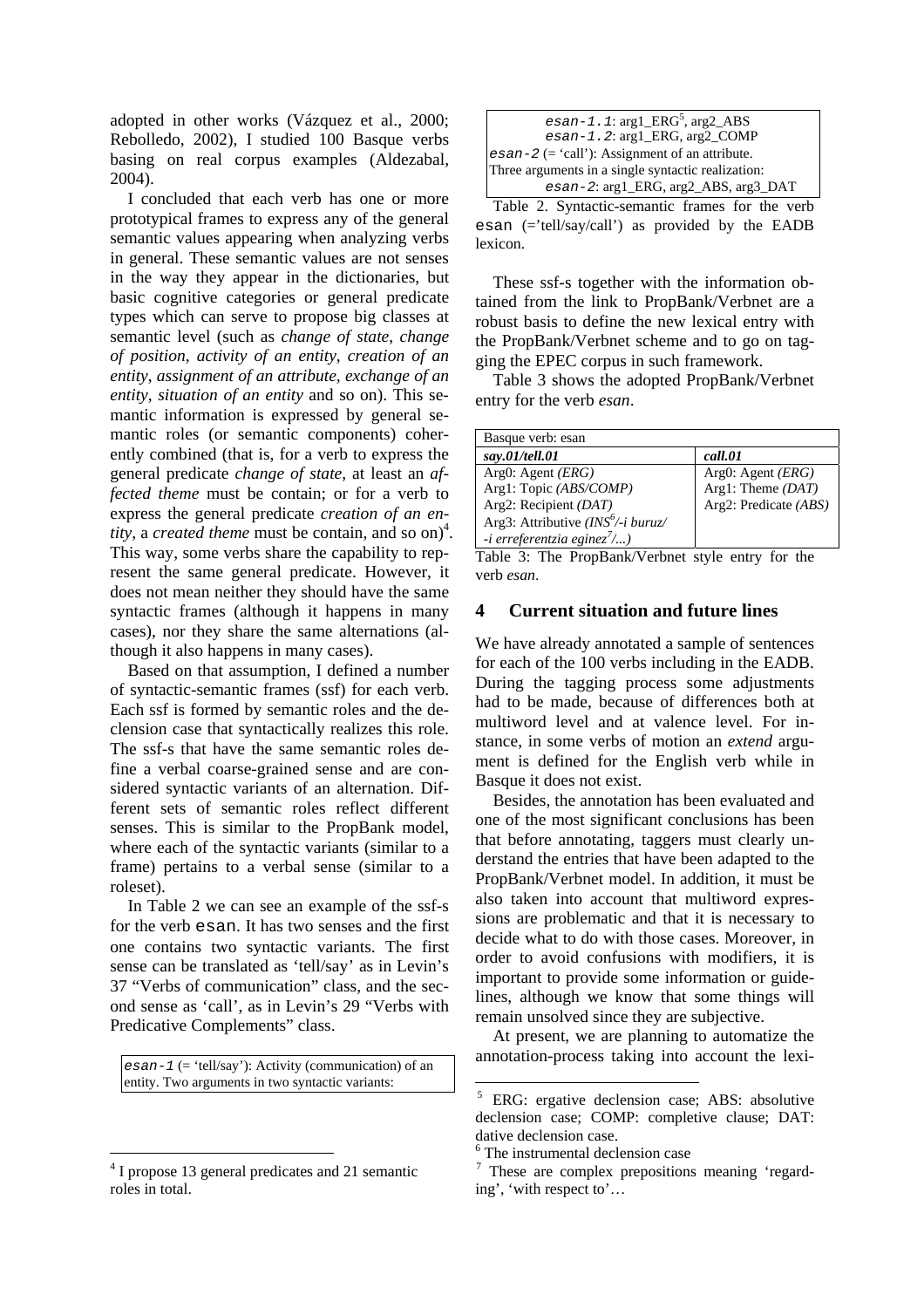adopted in other works (Vázquez et al., 2000; Rebolledo, 2002), I studied 100 Basque verbs basing on real corpus examples (Aldezabal, 2004).

I concluded that each verb has one or more prototypical frames to express any of the general semantic values appearing when analyzing verbs in general. These semantic values are not senses in the way they appear in the dictionaries, but basic cognitive categories or general predicate types which can serve to propose big classes at semantic level (such as *change of state*, *change of position*, *activity of an entity*, *creation of an entity*, *assignment of an attribute*, *exchange of an entity*, *situation of an entity* and so on). This semantic information is expressed by general semantic roles (or semantic components) coherently combined (that is, for a verb to express the general predicate *change of state*, at least an *affected theme* must be contain; or for a verb to express the general predicate *creation of an entity*, a *created theme* must be contain, and so on)[4]. This way, some verbs share the capability to represent the same general predicate. However, it does not mean neither they should have the same syntactic frames (although it happens in many cases), nor they share the same alternations (although it also happens in many cases).

Based on that assumption, I defined a number of syntactic-semantic frames (ssf) for each verb. Each ssf is formed by semantic roles and the declension case that syntactically realizes this role. The ssf-s that have the same semantic roles define a verbal coarse-grained sense and are considered syntactic variants of an alternation. Different sets of semantic roles reflect different senses. This is similar to the PropBank model, where each of the syntactic variants (similar to a frame) pertains to a verbal sense (similar to a roleset).

In Table 2 we can see an example of the ssf-s for the verb `esan`. It has two senses and the first one contains two syntactic variants. The first sense can be translated as 'tell/say' as in Levin's 37 "Verbs of communication" class, and the second sense as 'call', as in Levin's 29 "Verbs with Predicative Complements" class.

| |
|---|
| `esan-1` (= 'tell/say'): Activity (communication) of an entity. Two arguments in two syntactic variants: |
| `esan-1.1`: arg1_ERG[5], arg2_ABS |
| `esan-1.2`: arg1_ERG, arg2_COMP |
| `esan-2` (= 'call'): Assignment of an attribute. Three arguments in a single syntactic realization: |
| `esan-2`: arg1_ERG, arg2_ABS, arg3_DAT |

Table 2. Syntactic-semantic frames for the verb `esan` (='tell/say/call') as provided by the EADB lexicon.

These ssf-s together with the information obtained from the link to PropBank/Verbnet are a robust basis to define the new lexical entry with the PropBank/Verbnet scheme and to go on tagging the EPEC corpus in such framework.

Table 3 shows the adopted PropBank/Verbnet entry for the verb *esan*.

| Basque verb: esan | |
|---|---|
| ***say.01/tell.01*** | ***call.01*** |
| Arg0: Agent *(ERG)*<br>Arg1: Topic *(ABS/COMP)*<br>Arg2: Recipient *(DAT)*<br>Arg3: Attributive *(INS[6]/-i buruz/ -i erreferentzia eginez[7]/...)* | Arg0: Agent *(ERG)*<br>Arg1: Theme *(DAT)*<br>Arg2: Predicate *(ABS)* |

Table 3: The PropBank/Verbnet style entry for the verb *esan*.

## 4 Current situation and future lines

We have already annotated a sample of sentences for each of the 100 verbs including in the EADB. During the tagging process some adjustments had to be made, because of differences both at multiword level and at valence level. For instance, in some verbs of motion an *extend* argument is defined for the English verb while in Basque it does not exist.

Besides, the annotation has been evaluated and one of the most significant conclusions has been that before annotating, taggers must clearly understand the entries that have been adapted to the PropBank/Verbnet model. In addition, it must be also taken into account that multiword expressions are problematic and that it is necessary to decide what to do with those cases. Moreover, in order to avoid confusions with modifiers, it is important to provide some information or guidelines, although we know that some things will remain unsolved since they are subjective.

At present, we are planning to automatize the annotation-process taking into account the lexi-

---

[4] I propose 13 general predicates and 21 semantic roles in total.

[5] ERG: ergative declension case; ABS: absolutive declension case; COMP: completive clause; DAT: dative declension case.

[6] The instrumental declension case

[7] These are complex prepositions meaning 'regarding', 'with respect to'…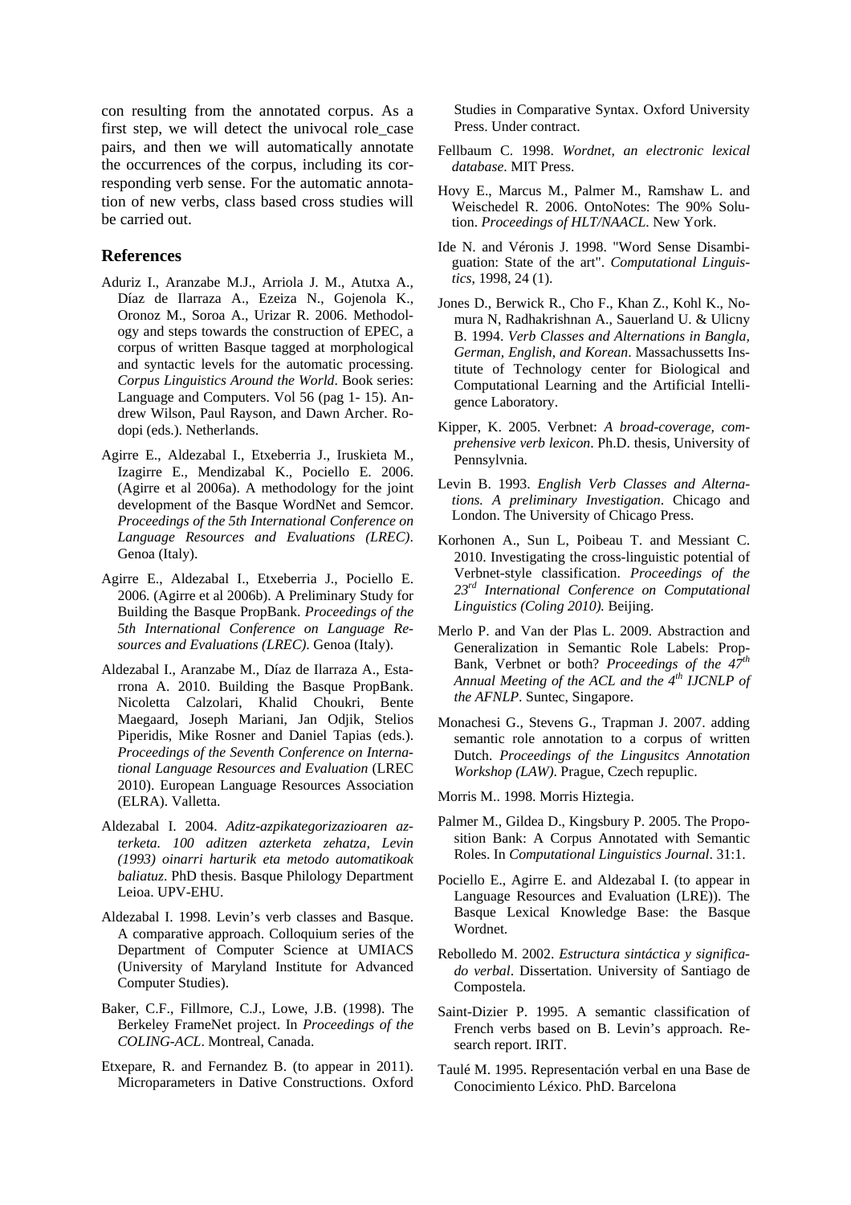con resulting from the annotated corpus. As a first step, we will detect the univocal role_case pairs, and then we will automatically annotate the occurrences of the corpus, including its corresponding verb sense. For the automatic annotation of new verbs, class based cross studies will be carried out.

## References

Aduriz I., Aranzabe M.J., Arriola J. M., Atutxa A., Díaz de Ilarraza A., Ezeiza N., Gojenola K., Oronoz M., Soroa A., Urizar R. 2006. Methodology and steps towards the construction of EPEC, a corpus of written Basque tagged at morphological and syntactic levels for the automatic processing. *Corpus Linguistics Around the World*. Book series: Language and Computers. Vol 56 (pag 1- 15). Andrew Wilson, Paul Rayson, and Dawn Archer. Rodopi (eds.). Netherlands.

Agirre E., Aldezabal I., Etxeberria J., Iruskieta M., Izagirre E., Mendizabal K., Pociello E. 2006. (Agirre et al 2006a). A methodology for the joint development of the Basque WordNet and Semcor. *Proceedings of the 5th International Conference on Language Resources and Evaluations (LREC)*. Genoa (Italy).

Agirre E., Aldezabal I., Etxeberria J., Pociello E. 2006. (Agirre et al 2006b). A Preliminary Study for Building the Basque PropBank. *Proceedings of the 5th International Conference on Language Resources and Evaluations (LREC)*. Genoa (Italy).

Aldezabal I., Aranzabe M., Díaz de Ilarraza A., Estarrona A. 2010. Building the Basque PropBank. Nicoletta Calzolari, Khalid Choukri, Bente Maegaard, Joseph Mariani, Jan Odjik, Stelios Piperidis, Mike Rosner and Daniel Tapias (eds.). *Proceedings of the Seventh Conference on International Language Resources and Evaluation* (LREC 2010). European Language Resources Association (ELRA). Valletta.

Aldezabal I. 2004. *Aditz-azpikategorizazioaren azterketa. 100 aditzen azterketa zehatza, Levin (1993) oinarri harturik eta metodo automatikoak baliatuz*. PhD thesis. Basque Philology Department Leioa. UPV-EHU.

Aldezabal I. 1998. Levin's verb classes and Basque. A comparative approach. Colloquium series of the Department of Computer Science at UMIACS (University of Maryland Institute for Advanced Computer Studies).

Baker, C.F., Fillmore, C.J., Lowe, J.B. (1998). The Berkeley FrameNet project. In *Proceedings of the COLING-ACL*. Montreal, Canada.

Etxepare, R. and Fernandez B. (to appear in 2011). Microparameters in Dative Constructions. Oxford Studies in Comparative Syntax. Oxford University Press. Under contract.

Fellbaum C. 1998. *Wordnet, an electronic lexical database*. MIT Press.

Hovy E., Marcus M., Palmer M., Ramshaw L. and Weischedel R. 2006. OntoNotes: The 90% Solution. *Proceedings of HLT/NAACL*. New York.

Ide N. and Véronis J. 1998. "Word Sense Disambiguation: State of the art". *Computational Linguistics*, 1998, 24 (1).

Jones D., Berwick R., Cho F., Khan Z., Kohl K., Nomura N, Radhakrishnan A., Sauerland U. & Ulicny B. 1994. *Verb Classes and Alternations in Bangla, German, English, and Korean*. Massachussetts Institute of Technology center for Biological and Computational Learning and the Artificial Intelligence Laboratory.

Kipper, K. 2005. Verbnet: *A broad-coverage, comprehensive verb lexicon*. Ph.D. thesis, University of Pennsylvnia.

Levin B. 1993. *English Verb Classes and Alternations. A preliminary Investigation*. Chicago and London. The University of Chicago Press.

Korhonen A., Sun L, Poibeau T. and Messiant C. 2010. Investigating the cross-linguistic potential of Verbnet-style classification. *Proceedings of the 23rd International Conference on Computational Linguistics (Coling 2010).* Beijing.

Merlo P. and Van der Plas L. 2009. Abstraction and Generalization in Semantic Role Labels: PropBank, Verbnet or both? *Proceedings of the 47th Annual Meeting of the ACL and the 4th IJCNLP of the AFNLP*. Suntec, Singapore.

Monachesi G., Stevens G., Trapman J. 2007. adding semantic role annotation to a corpus of written Dutch. *Proceedings of the Lingusitcs Annotation Workshop (LAW)*. Prague, Czech repuplic.

Morris M.. 1998. Morris Hiztegia.

Palmer M., Gildea D., Kingsbury P. 2005. The Proposition Bank: A Corpus Annotated with Semantic Roles. In *Computational Linguistics Journal*. 31:1.

Pociello E., Agirre E. and Aldezabal I. (to appear in Language Resources and Evaluation (LRE)). The Basque Lexical Knowledge Base: the Basque Wordnet.

Rebolledo M. 2002. *Estructura sintáctica y significado verbal*. Dissertation. University of Santiago de Compostela.

Saint-Dizier P. 1995. A semantic classification of French verbs based on B. Levin's approach. Research report. IRIT.

Taulé M. 1995. Representación verbal en una Base de Conocimiento Léxico. PhD. Barcelona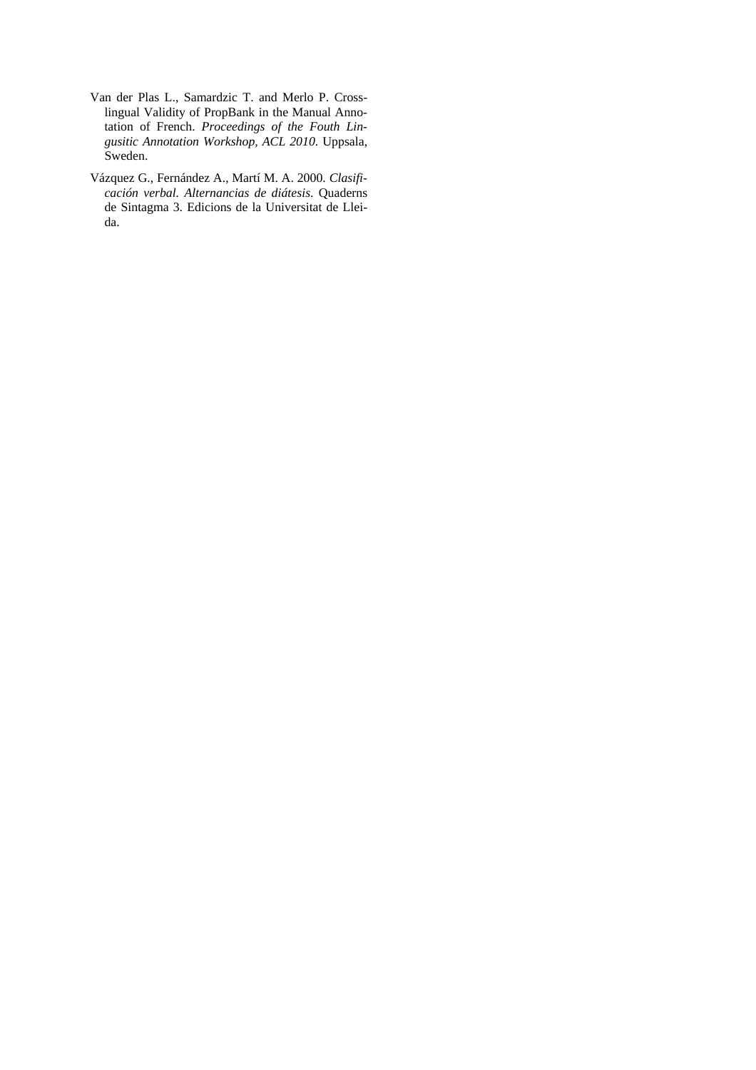Van der Plas L., Samardzic T. and Merlo P. Cross-lingual Validity of PropBank in the Manual Annotation of French. *Proceedings of the Fouth Lingusitic Annotation Workshop, ACL 2010*. Uppsala, Sweden.

Vázquez G., Fernández A., Martí M. A. 2000. *Clasificación verbal. Alternancias de diátesis*. Quaderns de Sintagma 3. Edicions de la Universitat de Lleida.